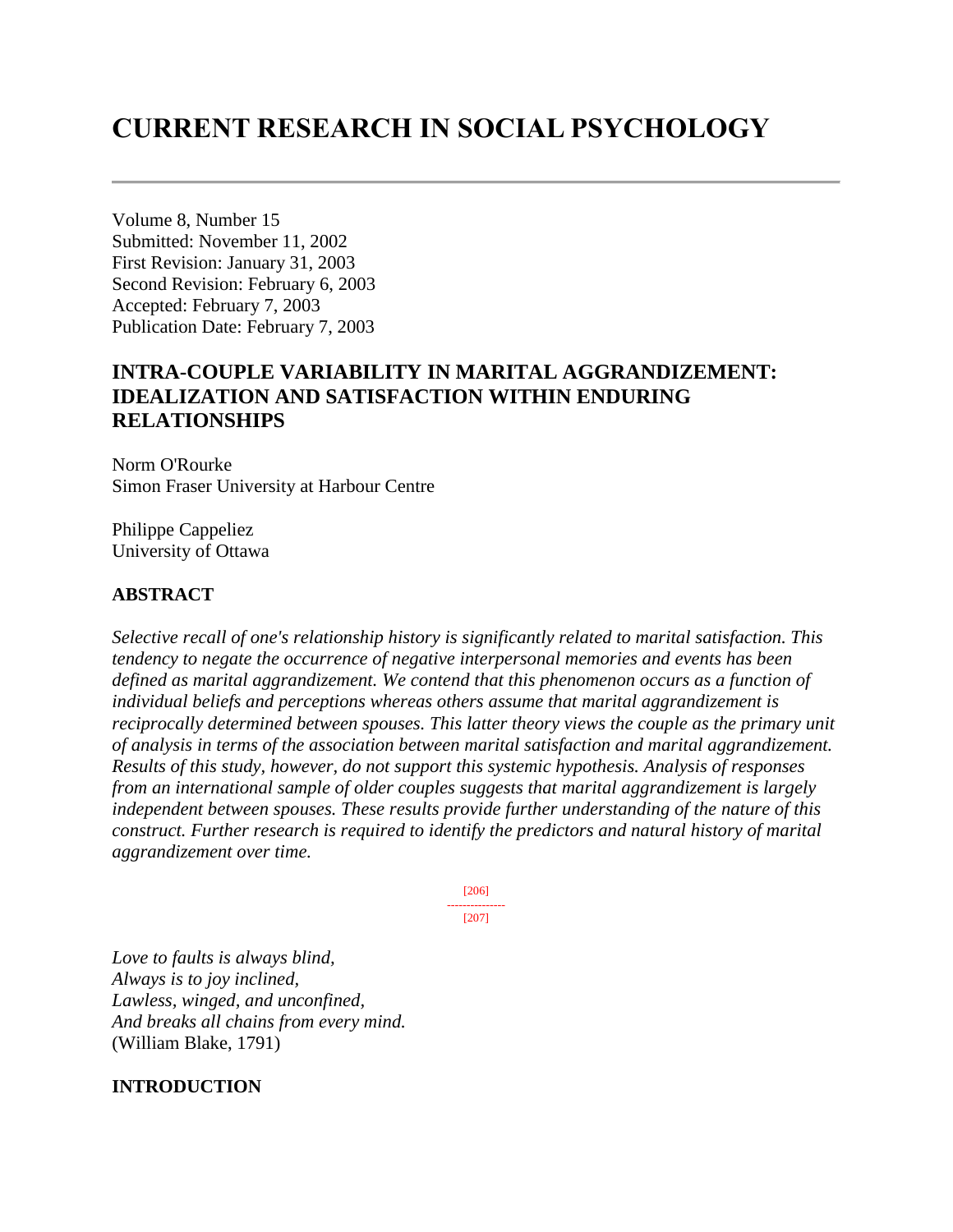# CURRENT RESEARCH IN SOCIAL PSYCHOLOGY

Volume 8, Number 15
Submitted: November 11, 2002
First Revision: January 31, 2003
Second Revision: February 6, 2003
Accepted: February 7, 2003
Publication Date: February 7, 2003

## INTRA-COUPLE VARIABILITY IN MARITAL AGGRANDIZEMENT: IDEALIZATION AND SATISFACTION WITHIN ENDURING RELATIONSHIPS

Norm O'Rourke
Simon Fraser University at Harbour Centre

Philippe Cappeliez
University of Ottawa

### ABSTRACT

*Selective recall of one's relationship history is significantly related to marital satisfaction. This tendency to negate the occurrence of negative interpersonal memories and events has been defined as marital aggrandizement. We contend that this phenomenon occurs as a function of individual beliefs and perceptions whereas others assume that marital aggrandizement is reciprocally determined between spouses. This latter theory views the couple as the primary unit of analysis in terms of the association between marital satisfaction and marital aggrandizement. Results of this study, however, do not support this systemic hypothesis. Analysis of responses from an international sample of older couples suggests that marital aggrandizement is largely independent between spouses. These results provide further understanding of the nature of this construct. Further research is required to identify the predictors and natural history of marital aggrandizement over time.*

*Love to faults is always blind,*
*Always is to joy inclined,*
*Lawless, winged, and unconfined,*
*And breaks all chains from every mind.*
(William Blake, 1791)

### INTRODUCTION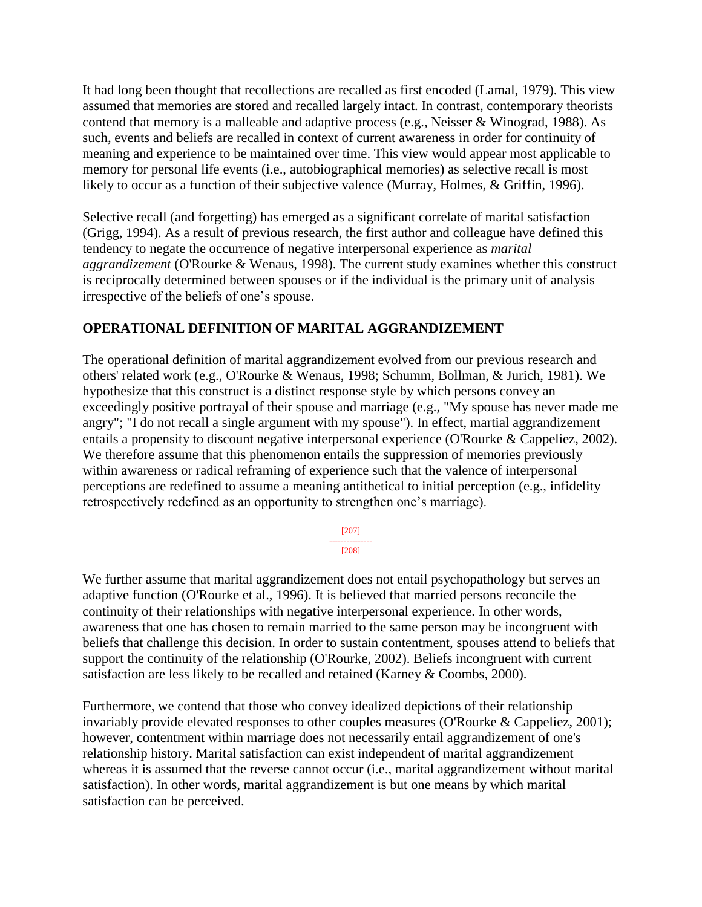It had long been thought that recollections are recalled as first encoded (Lamal, 1979). This view assumed that memories are stored and recalled largely intact. In contrast, contemporary theorists contend that memory is a malleable and adaptive process (e.g., Neisser & Winograd, 1988). As such, events and beliefs are recalled in context of current awareness in order for continuity of meaning and experience to be maintained over time. This view would appear most applicable to memory for personal life events (i.e., autobiographical memories) as selective recall is most likely to occur as a function of their subjective valence (Murray, Holmes, & Griffin, 1996).

Selective recall (and forgetting) has emerged as a significant correlate of marital satisfaction (Grigg, 1994). As a result of previous research, the first author and colleague have defined this tendency to negate the occurrence of negative interpersonal experience as *marital aggrandizement* (O'Rourke & Wenaus, 1998). The current study examines whether this construct is reciprocally determined between spouses or if the individual is the primary unit of analysis irrespective of the beliefs of one's spouse.

## OPERATIONAL DEFINITION OF MARITAL AGGRANDIZEMENT

The operational definition of marital aggrandizement evolved from our previous research and others' related work (e.g., O'Rourke & Wenaus, 1998; Schumm, Bollman, & Jurich, 1981). We hypothesize that this construct is a distinct response style by which persons convey an exceedingly positive portrayal of their spouse and marriage (e.g., "My spouse has never made me angry"; "I do not recall a single argument with my spouse"). In effect, martial aggrandizement entails a propensity to discount negative interpersonal experience (O'Rourke & Cappeliez, 2002). We therefore assume that this phenomenon entails the suppression of memories previously within awareness or radical reframing of experience such that the valence of interpersonal perceptions are redefined to assume a meaning antithetical to initial perception (e.g., infidelity retrospectively redefined as an opportunity to strengthen one's marriage).

We further assume that marital aggrandizement does not entail psychopathology but serves an adaptive function (O'Rourke et al., 1996). It is believed that married persons reconcile the continuity of their relationships with negative interpersonal experience. In other words, awareness that one has chosen to remain married to the same person may be incongruent with beliefs that challenge this decision. In order to sustain contentment, spouses attend to beliefs that support the continuity of the relationship (O'Rourke, 2002). Beliefs incongruent with current satisfaction are less likely to be recalled and retained (Karney & Coombs, 2000).

Furthermore, we contend that those who convey idealized depictions of their relationship invariably provide elevated responses to other couples measures (O'Rourke & Cappeliez, 2001); however, contentment within marriage does not necessarily entail aggrandizement of one's relationship history. Marital satisfaction can exist independent of marital aggrandizement whereas it is assumed that the reverse cannot occur (i.e., marital aggrandizement without marital satisfaction). In other words, marital aggrandizement is but one means by which marital satisfaction can be perceived.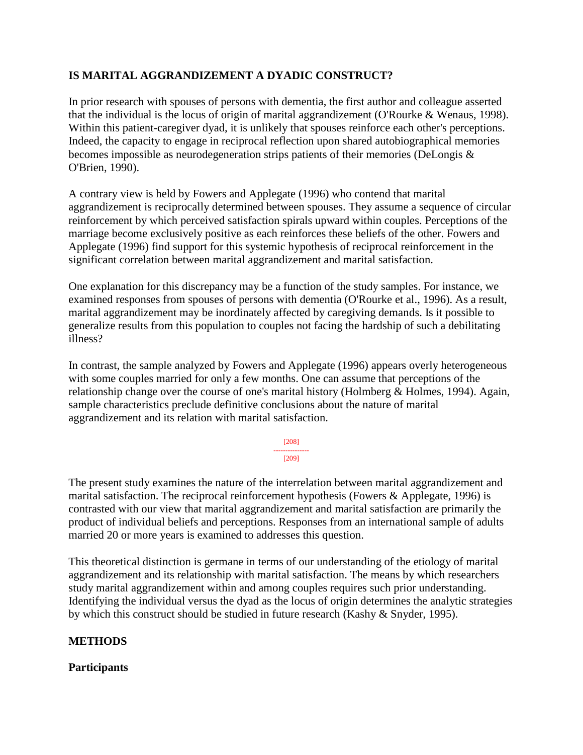## IS MARITAL AGGRANDIZEMENT A DYADIC CONSTRUCT?

In prior research with spouses of persons with dementia, the first author and colleague asserted that the individual is the locus of origin of marital aggrandizement (O'Rourke & Wenaus, 1998). Within this patient-caregiver dyad, it is unlikely that spouses reinforce each other's perceptions. Indeed, the capacity to engage in reciprocal reflection upon shared autobiographical memories becomes impossible as neurodegeneration strips patients of their memories (DeLongis & O'Brien, 1990).

A contrary view is held by Fowers and Applegate (1996) who contend that marital aggrandizement is reciprocally determined between spouses. They assume a sequence of circular reinforcement by which perceived satisfaction spirals upward within couples. Perceptions of the marriage become exclusively positive as each reinforces these beliefs of the other. Fowers and Applegate (1996) find support for this systemic hypothesis of reciprocal reinforcement in the significant correlation between marital aggrandizement and marital satisfaction.

One explanation for this discrepancy may be a function of the study samples. For instance, we examined responses from spouses of persons with dementia (O'Rourke et al., 1996). As a result, marital aggrandizement may be inordinately affected by caregiving demands. Is it possible to generalize results from this population to couples not facing the hardship of such a debilitating illness?

In contrast, the sample analyzed by Fowers and Applegate (1996) appears overly heterogeneous with some couples married for only a few months. One can assume that perceptions of the relationship change over the course of one's marital history (Holmberg & Holmes, 1994). Again, sample characteristics preclude definitive conclusions about the nature of marital aggrandizement and its relation with marital satisfaction.

The present study examines the nature of the interrelation between marital aggrandizement and marital satisfaction. The reciprocal reinforcement hypothesis (Fowers & Applegate, 1996) is contrasted with our view that marital aggrandizement and marital satisfaction are primarily the product of individual beliefs and perceptions. Responses from an international sample of adults married 20 or more years is examined to addresses this question.

This theoretical distinction is germane in terms of our understanding of the etiology of marital aggrandizement and its relationship with marital satisfaction. The means by which researchers study marital aggrandizement within and among couples requires such prior understanding. Identifying the individual versus the dyad as the locus of origin determines the analytic strategies by which this construct should be studied in future research (Kashy & Snyder, 1995).

## METHODS

### Participants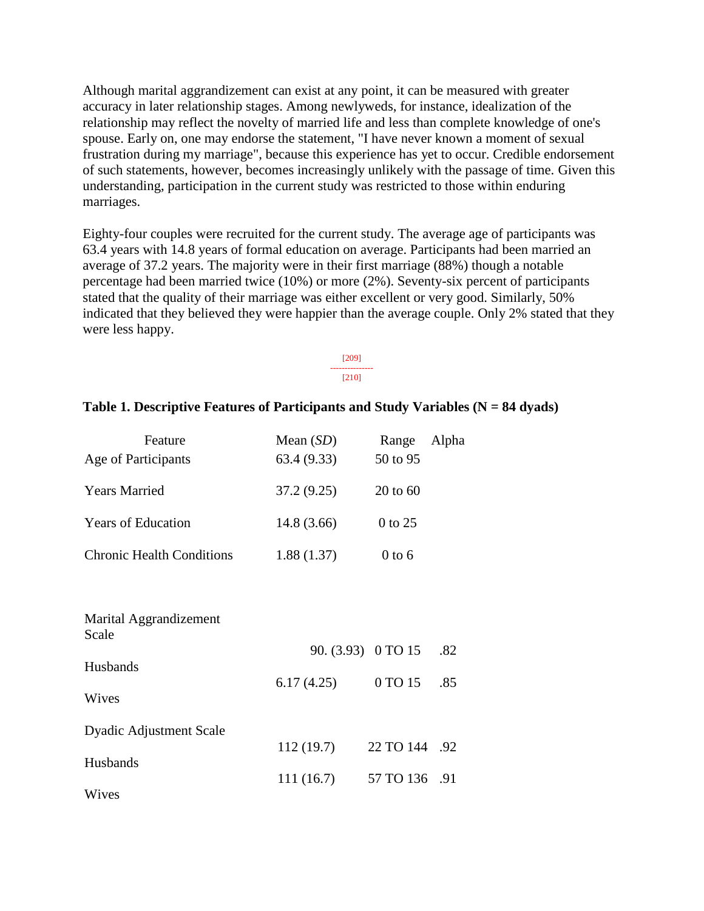Although marital aggrandizement can exist at any point, it can be measured with greater accuracy in later relationship stages. Among newlyweds, for instance, idealization of the relationship may reflect the novelty of married life and less than complete knowledge of one's spouse. Early on, one may endorse the statement, "I have never known a moment of sexual frustration during my marriage", because this experience has yet to occur. Credible endorsement of such statements, however, becomes increasingly unlikely with the passage of time. Given this understanding, participation in the current study was restricted to those within enduring marriages.

Eighty-four couples were recruited for the current study. The average age of participants was 63.4 years with 14.8 years of formal education on average. Participants had been married an average of 37.2 years. The majority were in their first marriage (88%) though a notable percentage had been married twice (10%) or more (2%). Seventy-six percent of participants stated that the quality of their marriage was either excellent or very good. Similarly, 50% indicated that they believed they were happier than the average couple. Only 2% stated that they were less happy.

[209]
---------------
[210]

**Table 1. Descriptive Features of Participants and Study Variables (N = 84 dyads)**

| Feature | Mean (*SD*) | Range | Alpha |
|---|---|---|---|
| Age of Participants | 63.4 (9.33) | 50 to 95 | |
| Years Married | 37.2 (9.25) | 20 to 60 | |
| Years of Education | 14.8 (3.66) | 0 to 25 | |
| Chronic Health Conditions | 1.88 (1.37) | 0 to 6 | |
| Marital Aggrandizement Scale | | | |
| Husbands | 90. (3.93) | 0 TO 15 | .82 |
| Wives | 6.17 (4.25) | 0 TO 15 | .85 |
| Dyadic Adjustment Scale | | | |
| Husbands | 112 (19.7) | 22 TO 144 | .92 |
| Wives | 111 (16.7) | 57 TO 136 | .91 |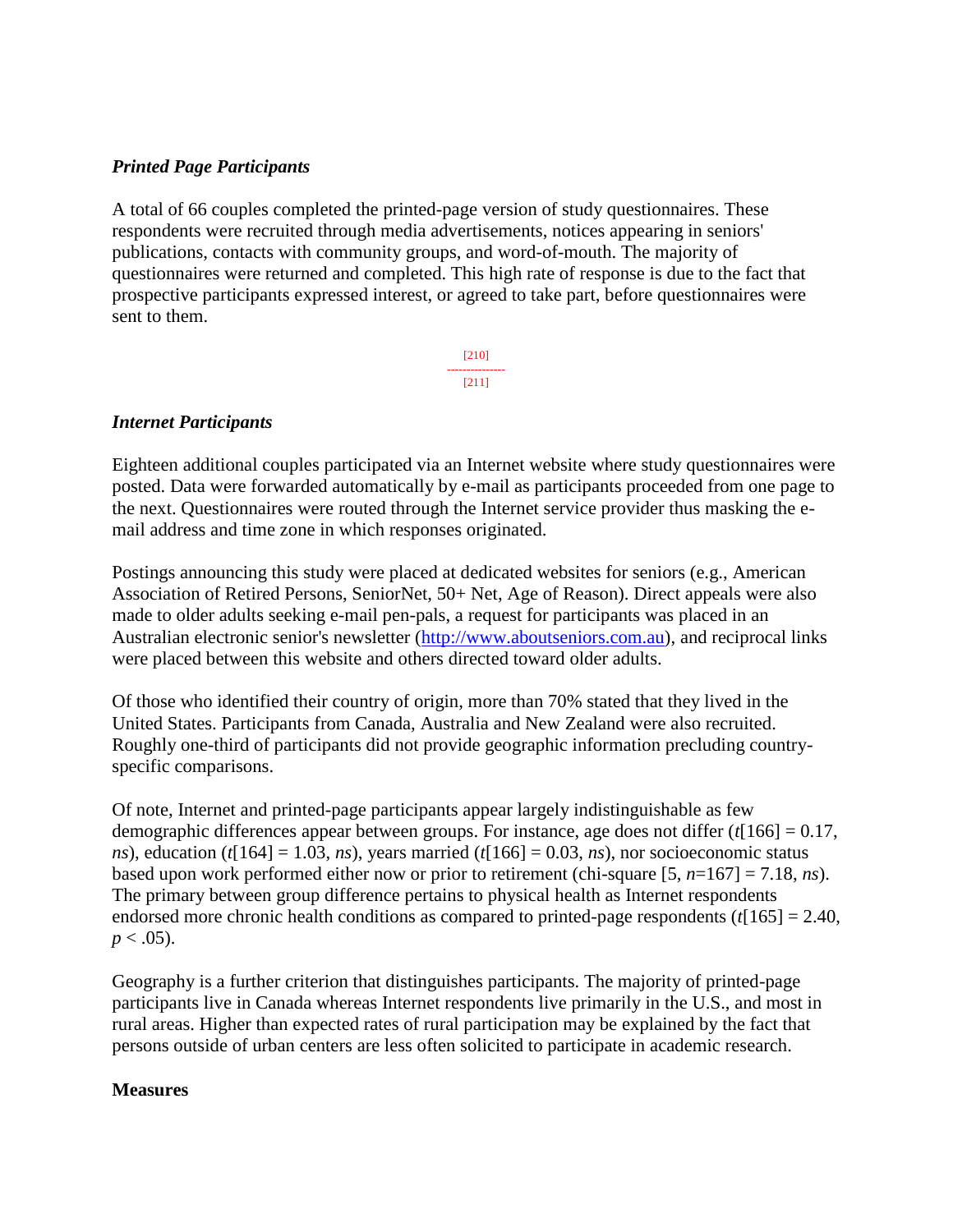### *Printed Page Participants*

A total of 66 couples completed the printed-page version of study questionnaires. These respondents were recruited through media advertisements, notices appearing in seniors' publications, contacts with community groups, and word-of-mouth. The majority of questionnaires were returned and completed. This high rate of response is due to the fact that prospective participants expressed interest, or agreed to take part, before questionnaires were sent to them.

### *Internet Participants*

Eighteen additional couples participated via an Internet website where study questionnaires were posted. Data were forwarded automatically by e-mail as participants proceeded from one page to the next. Questionnaires were routed through the Internet service provider thus masking the e-mail address and time zone in which responses originated.

Postings announcing this study were placed at dedicated websites for seniors (e.g., American Association of Retired Persons, SeniorNet, 50+ Net, Age of Reason). Direct appeals were also made to older adults seeking e-mail pen-pals, a request for participants was placed in an Australian electronic senior's newsletter (http://www.aboutseniors.com.au), and reciprocal links were placed between this website and others directed toward older adults.

Of those who identified their country of origin, more than 70% stated that they lived in the United States. Participants from Canada, Australia and New Zealand were also recruited. Roughly one-third of participants did not provide geographic information precluding country-specific comparisons.

Of note, Internet and printed-page participants appear largely indistinguishable as few demographic differences appear between groups. For instance, age does not differ ($t[166] = 0.17$, *ns*), education ($t[164] = 1.03$, *ns*), years married ($t[166] = 0.03$, *ns*), nor socioeconomic status based upon work performed either now or prior to retirement (chi-square [5, $n$=167] = 7.18, *ns*). The primary between group difference pertains to physical health as Internet respondents endorsed more chronic health conditions as compared to printed-page respondents ($t[165] = 2.40$, $p < .05$).

Geography is a further criterion that distinguishes participants. The majority of printed-page participants live in Canada whereas Internet respondents live primarily in the U.S., and most in rural areas. Higher than expected rates of rural participation may be explained by the fact that persons outside of urban centers are less often solicited to participate in academic research.

## Measures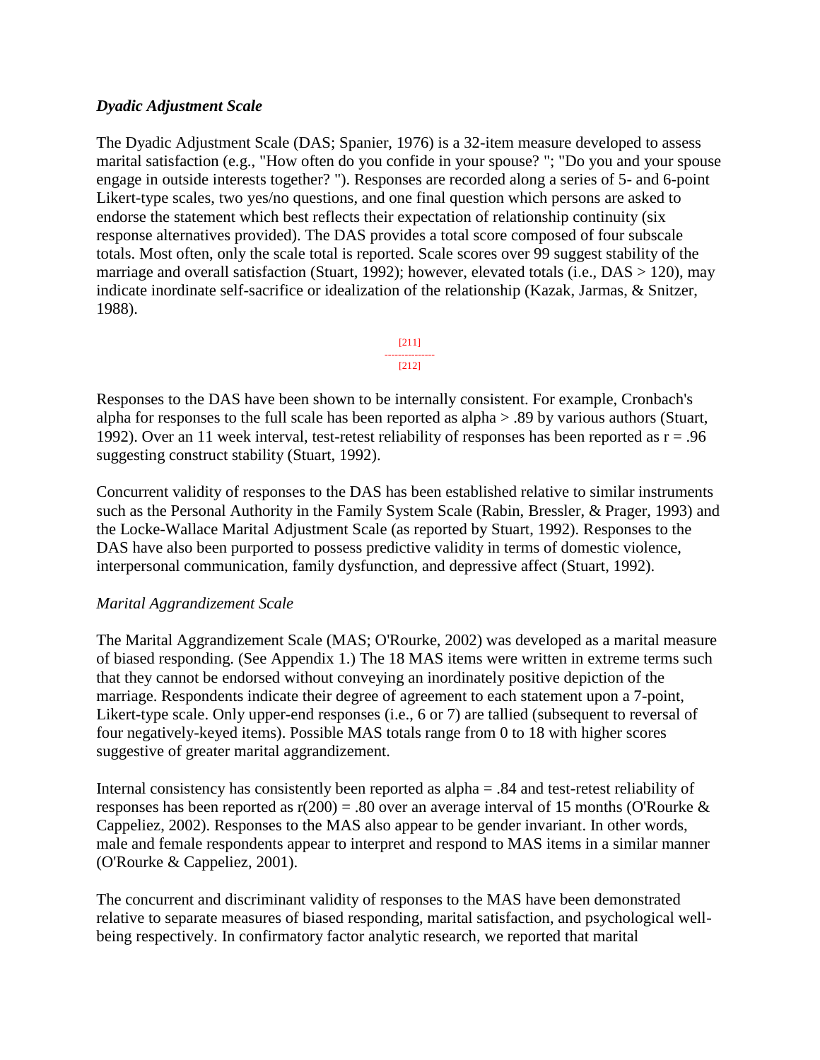### *Dyadic Adjustment Scale*

The Dyadic Adjustment Scale (DAS; Spanier, 1976) is a 32-item measure developed to assess marital satisfaction (e.g., "How often do you confide in your spouse? "; "Do you and your spouse engage in outside interests together? "). Responses are recorded along a series of 5- and 6-point Likert-type scales, two yes/no questions, and one final question which persons are asked to endorse the statement which best reflects their expectation of relationship continuity (six response alternatives provided). The DAS provides a total score composed of four subscale totals. Most often, only the scale total is reported. Scale scores over 99 suggest stability of the marriage and overall satisfaction (Stuart, 1992); however, elevated totals (i.e., DAS > 120), may indicate inordinate self-sacrifice or idealization of the relationship (Kazak, Jarmas, & Snitzer, 1988).

Responses to the DAS have been shown to be internally consistent. For example, Cronbach's alpha for responses to the full scale has been reported as alpha > .89 by various authors (Stuart, 1992). Over an 11 week interval, test-retest reliability of responses has been reported as $r = .96$ suggesting construct stability (Stuart, 1992).

Concurrent validity of responses to the DAS has been established relative to similar instruments such as the Personal Authority in the Family System Scale (Rabin, Bressler, & Prager, 1993) and the Locke-Wallace Marital Adjustment Scale (as reported by Stuart, 1992). Responses to the DAS have also been purported to possess predictive validity in terms of domestic violence, interpersonal communication, family dysfunction, and depressive affect (Stuart, 1992).

### *Marital Aggrandizement Scale*

The Marital Aggrandizement Scale (MAS; O'Rourke, 2002) was developed as a marital measure of biased responding. (See Appendix 1.) The 18 MAS items were written in extreme terms such that they cannot be endorsed without conveying an inordinately positive depiction of the marriage. Respondents indicate their degree of agreement to each statement upon a 7-point, Likert-type scale. Only upper-end responses (i.e., 6 or 7) are tallied (subsequent to reversal of four negatively-keyed items). Possible MAS totals range from 0 to 18 with higher scores suggestive of greater marital aggrandizement.

Internal consistency has consistently been reported as alpha = .84 and test-retest reliability of responses has been reported as $r(200) = .80$ over an average interval of 15 months (O'Rourke & Cappeliez, 2002). Responses to the MAS also appear to be gender invariant. In other words, male and female respondents appear to interpret and respond to MAS items in a similar manner (O'Rourke & Cappeliez, 2001).

The concurrent and discriminant validity of responses to the MAS have been demonstrated relative to separate measures of biased responding, marital satisfaction, and psychological well-being respectively. In confirmatory factor analytic research, we reported that marital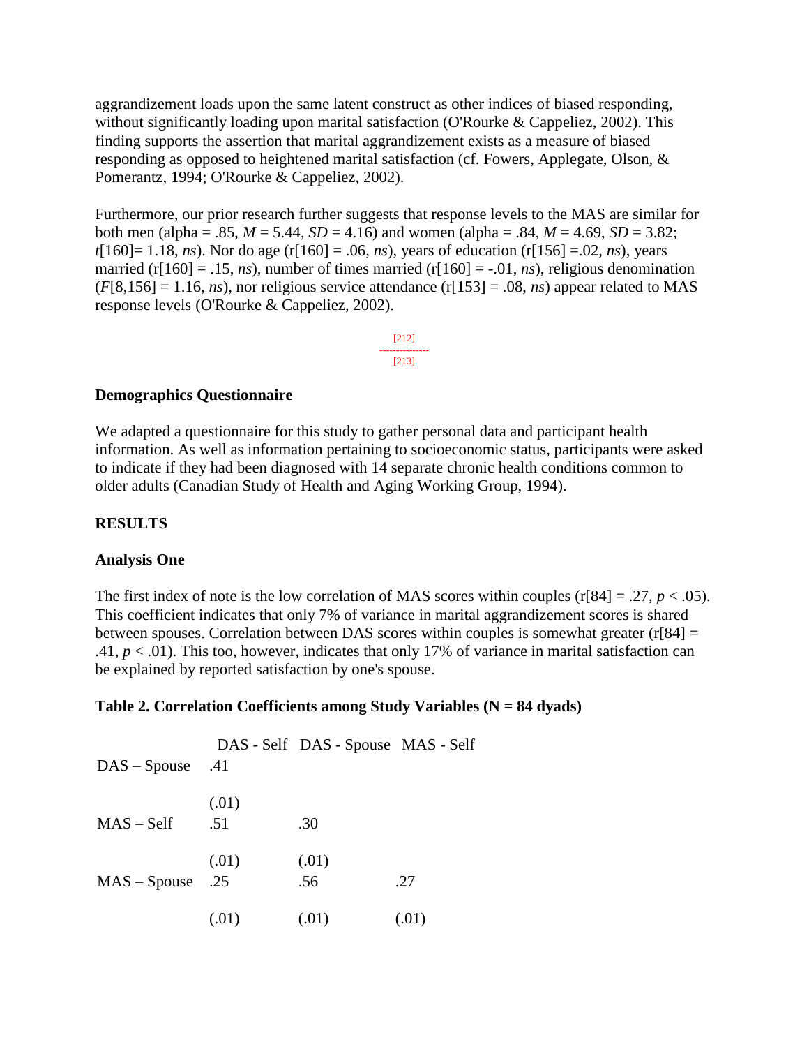aggrandizement loads upon the same latent construct as other indices of biased responding, without significantly loading upon marital satisfaction (O'Rourke & Cappeliez, 2002). This finding supports the assertion that marital aggrandizement exists as a measure of biased responding as opposed to heightened marital satisfaction (cf. Fowers, Applegate, Olson, & Pomerantz, 1994; O'Rourke & Cappeliez, 2002).

Furthermore, our prior research further suggests that response levels to the MAS are similar for both men (alpha = .85, $M$ = 5.44, $SD$ = 4.16) and women (alpha = .84, $M$ = 4.69, $SD$ = 3.82; $t$[160]= 1.18, *ns*). Nor do age (r[160] = .06, *ns*), years of education (r[156] =.02, *ns*), years married (r[160] = .15, *ns*), number of times married (r[160] = -.01, *ns*), religious denomination ($F$[8,156] = 1.16, *ns*), nor religious service attendance (r[153] = .08, *ns*) appear related to MAS response levels (O'Rourke & Cappeliez, 2002).

### Demographics Questionnaire

We adapted a questionnaire for this study to gather personal data and participant health information. As well as information pertaining to socioeconomic status, participants were asked to indicate if they had been diagnosed with 14 separate chronic health conditions common to older adults (Canadian Study of Health and Aging Working Group, 1994).

## RESULTS

### Analysis One

The first index of note is the low correlation of MAS scores within couples (r[84] = .27, $p$ < .05). This coefficient indicates that only 7% of variance in marital aggrandizement scores is shared between spouses. Correlation between DAS scores within couples is somewhat greater (r[84] = .41, $p$ < .01). This too, however, indicates that only 17% of variance in marital satisfaction can be explained by reported satisfaction by one's spouse.

**Table 2. Correlation Coefficients among Study Variables (N = 84 dyads)**

| | DAS - Self | DAS - Spouse | MAS - Self |
|---|---|---|---|
| DAS – Spouse | .41 (.01) | | |
| MAS – Self | .51 (.01) | .30 (.01) | |
| MAS – Spouse | .25 (.01) | .56 (.01) | .27 (.01) |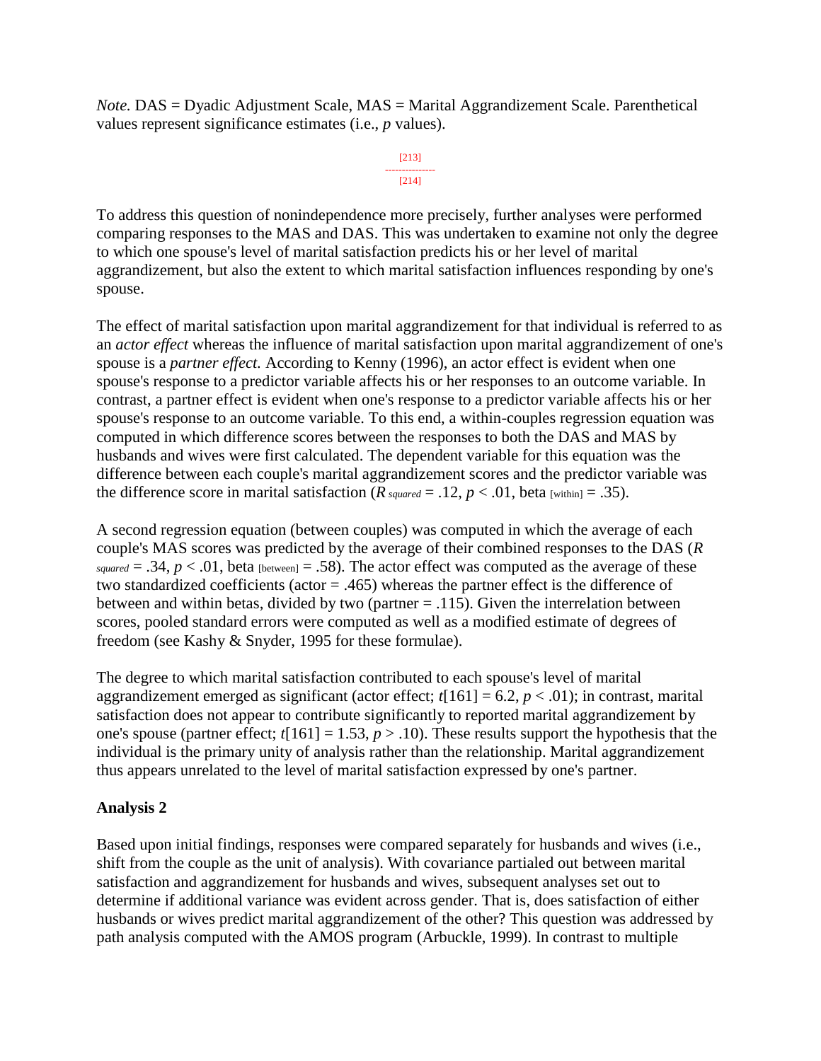*Note.* DAS = Dyadic Adjustment Scale, MAS = Marital Aggrandizement Scale. Parenthetical values represent significance estimates (i.e., *p* values).

[213]
---------------
[214]

To address this question of nonindependence more precisely, further analyses were performed comparing responses to the MAS and DAS. This was undertaken to examine not only the degree to which one spouse's level of marital satisfaction predicts his or her level of marital aggrandizement, but also the extent to which marital satisfaction influences responding by one's spouse.

The effect of marital satisfaction upon marital aggrandizement for that individual is referred to as an *actor effect* whereas the influence of marital satisfaction upon marital aggrandizement of one's spouse is a *partner effect.* According to Kenny (1996), an actor effect is evident when one spouse's response to a predictor variable affects his or her responses to an outcome variable. In contrast, a partner effect is evident when one's response to a predictor variable affects his or her spouse's response to an outcome variable. To this end, a within-couples regression equation was computed in which difference scores between the responses to both the DAS and MAS by husbands and wives were first calculated. The dependent variable for this equation was the difference between each couple's marital aggrandizement scores and the predictor variable was the difference score in marital satisfaction ($R_{squared} = .12$, $p < .01$, $\text{beta}_{[within]} = .35$).

A second regression equation (between couples) was computed in which the average of each couple's MAS scores was predicted by the average of their combined responses to the DAS ($R_{squared} = .34$, $p < .01$, $\text{beta}_{[between]} = .58$). The actor effect was computed as the average of these two standardized coefficients (actor = .465) whereas the partner effect is the difference of between and within betas, divided by two (partner = .115). Given the interrelation between scores, pooled standard errors were computed as well as a modified estimate of degrees of freedom (see Kashy & Snyder, 1995 for these formulae).

The degree to which marital satisfaction contributed to each spouse's level of marital aggrandizement emerged as significant (actor effect; $t[161] = 6.2$, $p < .01$); in contrast, marital satisfaction does not appear to contribute significantly to reported marital aggrandizement by one's spouse (partner effect; $t[161] = 1.53$, $p > .10$). These results support the hypothesis that the individual is the primary unity of analysis rather than the relationship. Marital aggrandizement thus appears unrelated to the level of marital satisfaction expressed by one's partner.

**Analysis 2**

Based upon initial findings, responses were compared separately for husbands and wives (i.e., shift from the couple as the unit of analysis). With covariance partialed out between marital satisfaction and aggrandizement for husbands and wives, subsequent analyses set out to determine if additional variance was evident across gender. That is, does satisfaction of either husbands or wives predict marital aggrandizement of the other? This question was addressed by path analysis computed with the AMOS program (Arbuckle, 1999). In contrast to multiple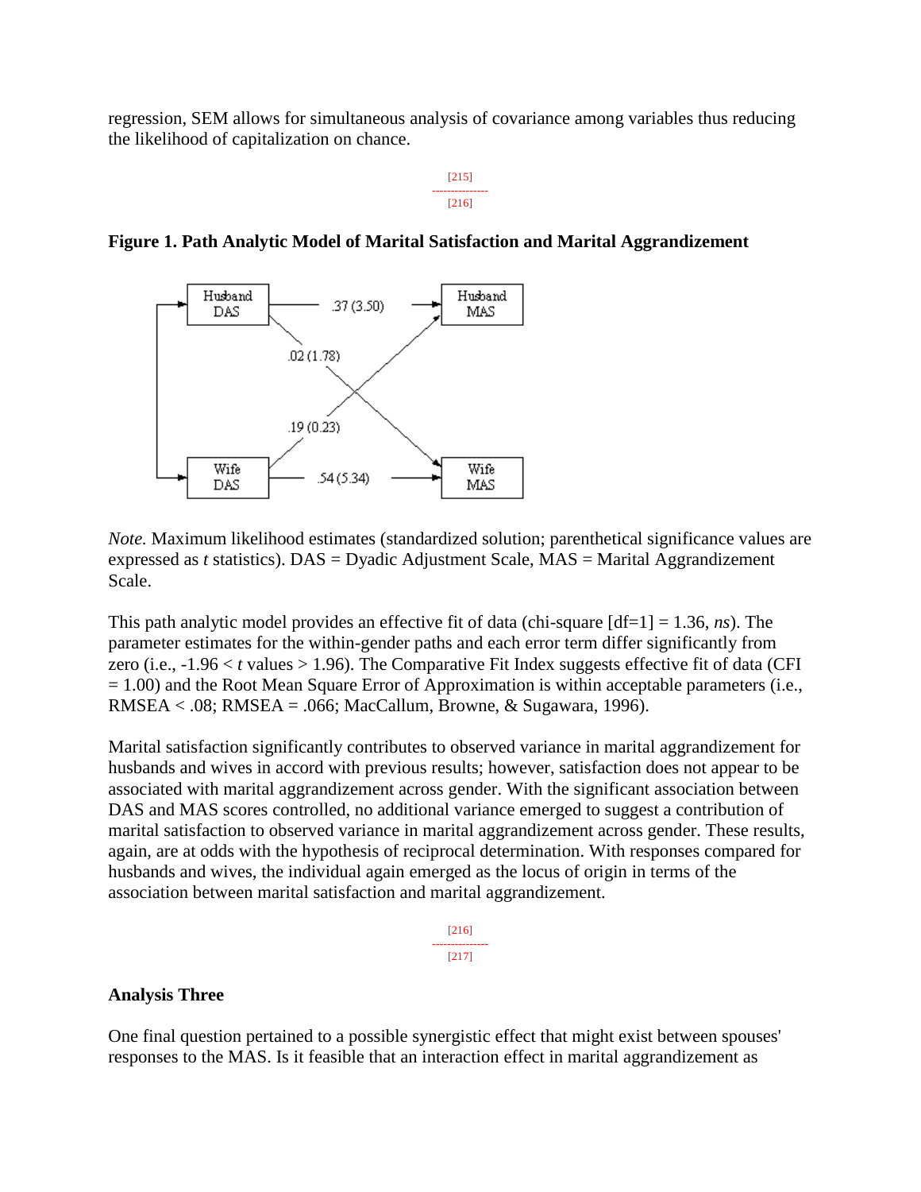regression, SEM allows for simultaneous analysis of covariance among variables thus reducing the likelihood of capitalization on chance.

**Figure 1. Path Analytic Model of Marital Satisfaction and Marital Aggrandizement**

*Note.* Maximum likelihood estimates (standardized solution; parenthetical significance values are expressed as $t$ statistics). DAS = Dyadic Adjustment Scale, MAS = Marital Aggrandizement Scale.

This path analytic model provides an effective fit of data (chi-square [df=1] = 1.36, *ns*). The parameter estimates for the within-gender paths and each error term differ significantly from zero (i.e., $-1.96 < t$ values $> 1.96$). The Comparative Fit Index suggests effective fit of data (CFI = 1.00) and the Root Mean Square Error of Approximation is within acceptable parameters (i.e., RMSEA < .08; RMSEA = .066; MacCallum, Browne, & Sugawara, 1996).

Marital satisfaction significantly contributes to observed variance in marital aggrandizement for husbands and wives in accord with previous results; however, satisfaction does not appear to be associated with marital aggrandizement across gender. With the significant association between DAS and MAS scores controlled, no additional variance emerged to suggest a contribution of marital satisfaction to observed variance in marital aggrandizement across gender. These results, again, are at odds with the hypothesis of reciprocal determination. With responses compared for husbands and wives, the individual again emerged as the locus of origin in terms of the association between marital satisfaction and marital aggrandizement.

### Analysis Three

One final question pertained to a possible synergistic effect that might exist between spouses' responses to the MAS. Is it feasible that an interaction effect in marital aggrandizement as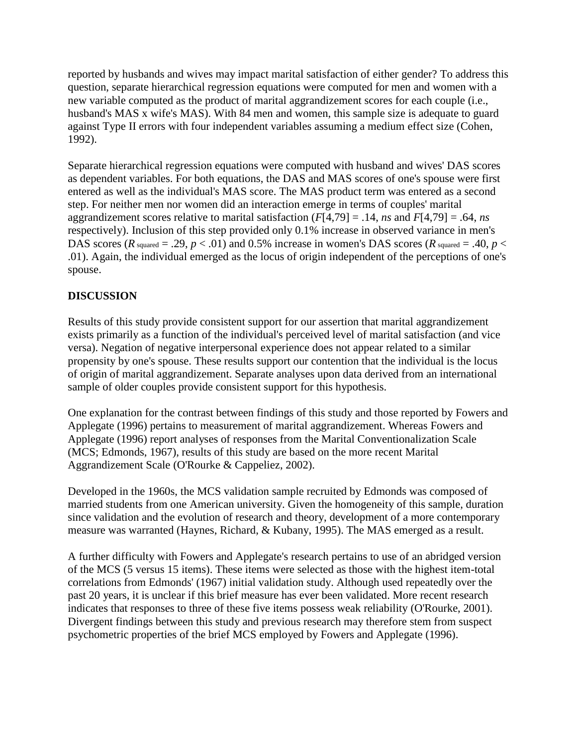reported by husbands and wives may impact marital satisfaction of either gender? To address this question, separate hierarchical regression equations were computed for men and women with a new variable computed as the product of marital aggrandizement scores for each couple (i.e., husband's MAS x wife's MAS). With 84 men and women, this sample size is adequate to guard against Type II errors with four independent variables assuming a medium effect size (Cohen, 1992).

Separate hierarchical regression equations were computed with husband and wives' DAS scores as dependent variables. For both equations, the DAS and MAS scores of one's spouse were first entered as well as the individual's MAS score. The MAS product term was entered as a second step. For neither men nor women did an interaction emerge in terms of couples' marital aggrandizement scores relative to marital satisfaction ($F[4,79] = .14$, *ns* and $F[4,79] = .64$, *ns* respectively). Inclusion of this step provided only 0.1% increase in observed variance in men's DAS scores ($R^2 = .29$, $p < .01$) and 0.5% increase in women's DAS scores ($R^2 = .40$, $p < .01$). Again, the individual emerged as the locus of origin independent of the perceptions of one's spouse.

## DISCUSSION

Results of this study provide consistent support for our assertion that marital aggrandizement exists primarily as a function of the individual's perceived level of marital satisfaction (and vice versa). Negation of negative interpersonal experience does not appear related to a similar propensity by one's spouse. These results support our contention that the individual is the locus of origin of marital aggrandizement. Separate analyses upon data derived from an international sample of older couples provide consistent support for this hypothesis.

One explanation for the contrast between findings of this study and those reported by Fowers and Applegate (1996) pertains to measurement of marital aggrandizement. Whereas Fowers and Applegate (1996) report analyses of responses from the Marital Conventionalization Scale (MCS; Edmonds, 1967), results of this study are based on the more recent Marital Aggrandizement Scale (O'Rourke & Cappeliez, 2002).

Developed in the 1960s, the MCS validation sample recruited by Edmonds was composed of married students from one American university. Given the homogeneity of this sample, duration since validation and the evolution of research and theory, development of a more contemporary measure was warranted (Haynes, Richard, & Kubany, 1995). The MAS emerged as a result.

A further difficulty with Fowers and Applegate's research pertains to use of an abridged version of the MCS (5 versus 15 items). These items were selected as those with the highest item-total correlations from Edmonds' (1967) initial validation study. Although used repeatedly over the past 20 years, it is unclear if this brief measure has ever been validated. More recent research indicates that responses to three of these five items possess weak reliability (O'Rourke, 2001). Divergent findings between this study and previous research may therefore stem from suspect psychometric properties of the brief MCS employed by Fowers and Applegate (1996).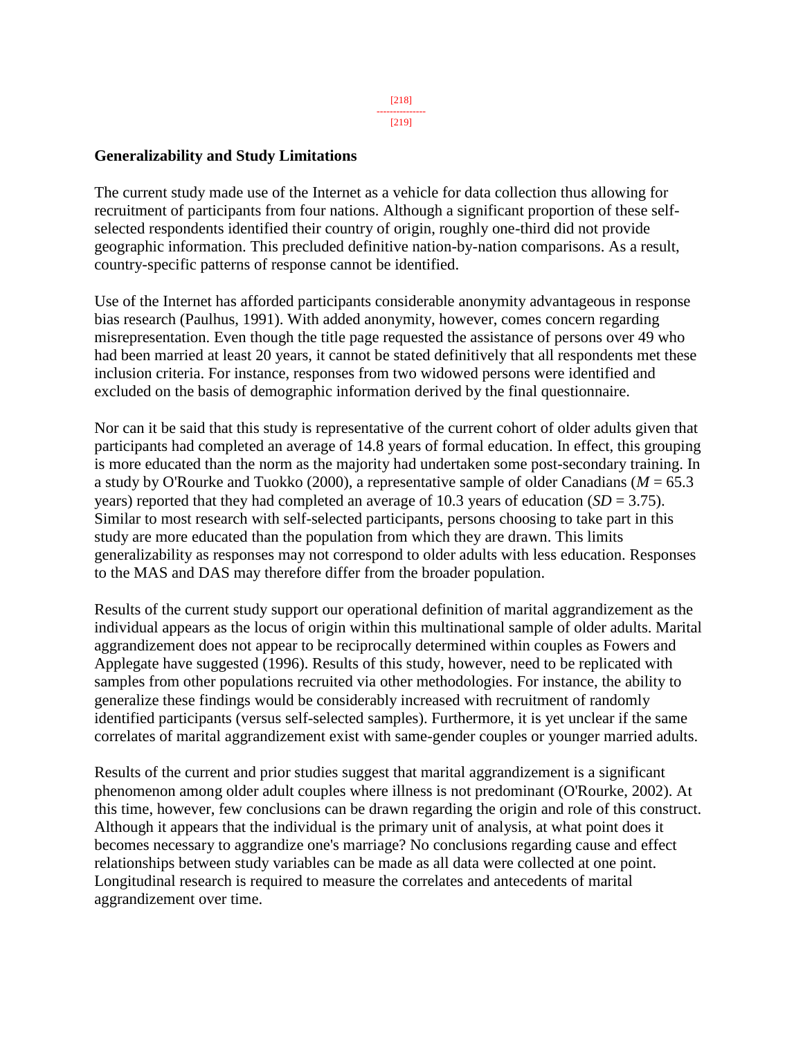## Generalizability and Study Limitations

The current study made use of the Internet as a vehicle for data collection thus allowing for recruitment of participants from four nations. Although a significant proportion of these self-selected respondents identified their country of origin, roughly one-third did not provide geographic information. This precluded definitive nation-by-nation comparisons. As a result, country-specific patterns of response cannot be identified.

Use of the Internet has afforded participants considerable anonymity advantageous in response bias research (Paulhus, 1991). With added anonymity, however, comes concern regarding misrepresentation. Even though the title page requested the assistance of persons over 49 who had been married at least 20 years, it cannot be stated definitively that all respondents met these inclusion criteria. For instance, responses from two widowed persons were identified and excluded on the basis of demographic information derived by the final questionnaire.

Nor can it be said that this study is representative of the current cohort of older adults given that participants had completed an average of 14.8 years of formal education. In effect, this grouping is more educated than the norm as the majority had undertaken some post-secondary training. In a study by O'Rourke and Tuokko (2000), a representative sample of older Canadians ($M$ = 65.3 years) reported that they had completed an average of 10.3 years of education ($SD$ = 3.75). Similar to most research with self-selected participants, persons choosing to take part in this study are more educated than the population from which they are drawn. This limits generalizability as responses may not correspond to older adults with less education. Responses to the MAS and DAS may therefore differ from the broader population.

Results of the current study support our operational definition of marital aggrandizement as the individual appears as the locus of origin within this multinational sample of older adults. Marital aggrandizement does not appear to be reciprocally determined within couples as Fowers and Applegate have suggested (1996). Results of this study, however, need to be replicated with samples from other populations recruited via other methodologies. For instance, the ability to generalize these findings would be considerably increased with recruitment of randomly identified participants (versus self-selected samples). Furthermore, it is yet unclear if the same correlates of marital aggrandizement exist with same-gender couples or younger married adults.

Results of the current and prior studies suggest that marital aggrandizement is a significant phenomenon among older adult couples where illness is not predominant (O'Rourke, 2002). At this time, however, few conclusions can be drawn regarding the origin and role of this construct. Although it appears that the individual is the primary unit of analysis, at what point does it becomes necessary to aggrandize one's marriage? No conclusions regarding cause and effect relationships between study variables can be made as all data were collected at one point. Longitudinal research is required to measure the correlates and antecedents of marital aggrandizement over time.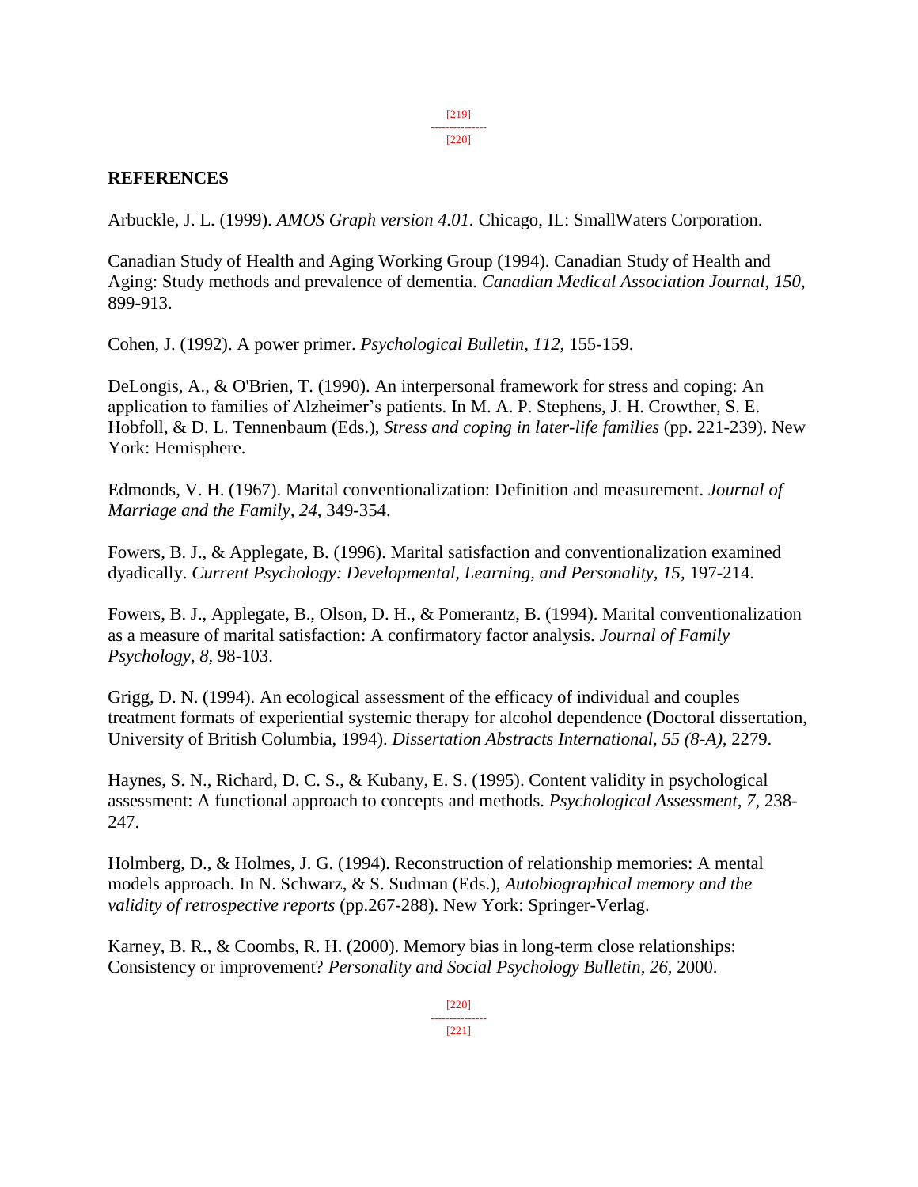## REFERENCES

Arbuckle, J. L. (1999). *AMOS Graph version 4.01.* Chicago, IL: SmallWaters Corporation.

Canadian Study of Health and Aging Working Group (1994). Canadian Study of Health and Aging: Study methods and prevalence of dementia. *Canadian Medical Association Journal, 150,* 899-913.

Cohen, J. (1992). A power primer. *Psychological Bulletin, 112,* 155-159.

DeLongis, A., & O'Brien, T. (1990). An interpersonal framework for stress and coping: An application to families of Alzheimer's patients. In M. A. P. Stephens, J. H. Crowther, S. E. Hobfoll, & D. L. Tennenbaum (Eds.), *Stress and coping in later-life families* (pp. 221-239). New York: Hemisphere.

Edmonds, V. H. (1967). Marital conventionalization: Definition and measurement. *Journal of Marriage and the Family, 24,* 349-354.

Fowers, B. J., & Applegate, B. (1996). Marital satisfaction and conventionalization examined dyadically. *Current Psychology: Developmental, Learning, and Personality, 15,* 197-214.

Fowers, B. J., Applegate, B., Olson, D. H., & Pomerantz, B. (1994). Marital conventionalization as a measure of marital satisfaction: A confirmatory factor analysis. *Journal of Family Psychology, 8,* 98-103.

Grigg, D. N. (1994). An ecological assessment of the efficacy of individual and couples treatment formats of experiential systemic therapy for alcohol dependence (Doctoral dissertation, University of British Columbia, 1994). *Dissertation Abstracts International, 55 (8-A),* 2279.

Haynes, S. N., Richard, D. C. S., & Kubany, E. S. (1995). Content validity in psychological assessment: A functional approach to concepts and methods. *Psychological Assessment, 7,* 238-247.

Holmberg, D., & Holmes, J. G. (1994). Reconstruction of relationship memories: A mental models approach. In N. Schwarz, & S. Sudman (Eds.), *Autobiographical memory and the validity of retrospective reports* (pp.267-288). New York: Springer-Verlag.

Karney, B. R., & Coombs, R. H. (2000). Memory bias in long-term close relationships: Consistency or improvement? *Personality and Social Psychology Bulletin, 26,* 2000.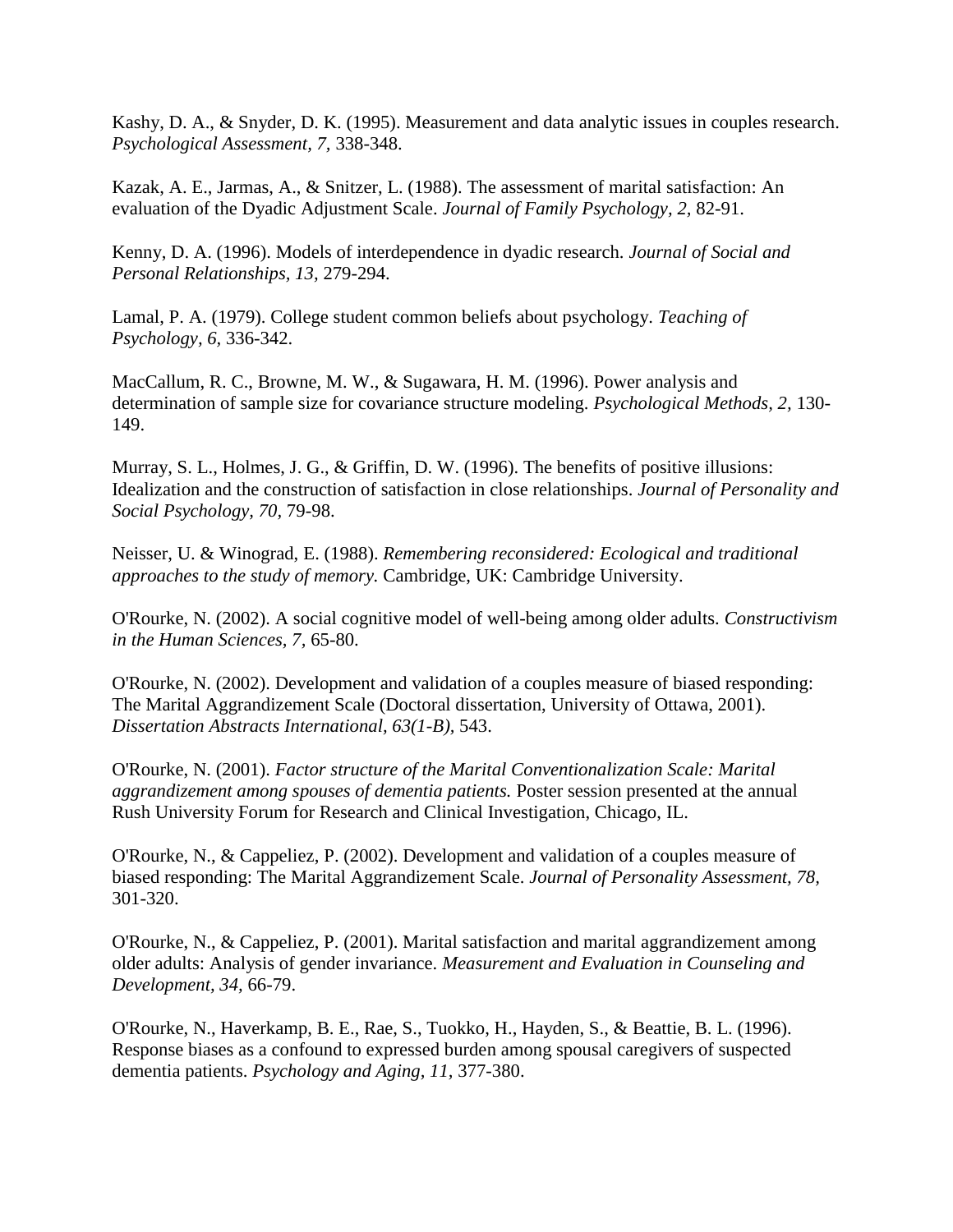Kashy, D. A., & Snyder, D. K. (1995). Measurement and data analytic issues in couples research. *Psychological Assessment, 7,* 338-348.

Kazak, A. E., Jarmas, A., & Snitzer, L. (1988). The assessment of marital satisfaction: An evaluation of the Dyadic Adjustment Scale. *Journal of Family Psychology, 2,* 82-91.

Kenny, D. A. (1996). Models of interdependence in dyadic research. *Journal of Social and Personal Relationships, 13,* 279-294.

Lamal, P. A. (1979). College student common beliefs about psychology. *Teaching of Psychology, 6,* 336-342.

MacCallum, R. C., Browne, M. W., & Sugawara, H. M. (1996). Power analysis and determination of sample size for covariance structure modeling. *Psychological Methods, 2,* 130-149.

Murray, S. L., Holmes, J. G., & Griffin, D. W. (1996). The benefits of positive illusions: Idealization and the construction of satisfaction in close relationships. *Journal of Personality and Social Psychology, 70,* 79-98.

Neisser, U. & Winograd, E. (1988). *Remembering reconsidered: Ecological and traditional approaches to the study of memory.* Cambridge, UK: Cambridge University.

O'Rourke, N. (2002). A social cognitive model of well-being among older adults. *Constructivism in the Human Sciences, 7,* 65-80.

O'Rourke, N. (2002). Development and validation of a couples measure of biased responding: The Marital Aggrandizement Scale (Doctoral dissertation, University of Ottawa, 2001). *Dissertation Abstracts International, 63(1-B),* 543.

O'Rourke, N. (2001). *Factor structure of the Marital Conventionalization Scale: Marital aggrandizement among spouses of dementia patients.* Poster session presented at the annual Rush University Forum for Research and Clinical Investigation, Chicago, IL.

O'Rourke, N., & Cappeliez, P. (2002). Development and validation of a couples measure of biased responding: The Marital Aggrandizement Scale. *Journal of Personality Assessment, 78,* 301-320.

O'Rourke, N., & Cappeliez, P. (2001). Marital satisfaction and marital aggrandizement among older adults: Analysis of gender invariance. *Measurement and Evaluation in Counseling and Development, 34,* 66-79.

O'Rourke, N., Haverkamp, B. E., Rae, S., Tuokko, H., Hayden, S., & Beattie, B. L. (1996). Response biases as a confound to expressed burden among spousal caregivers of suspected dementia patients. *Psychology and Aging, 11,* 377-380.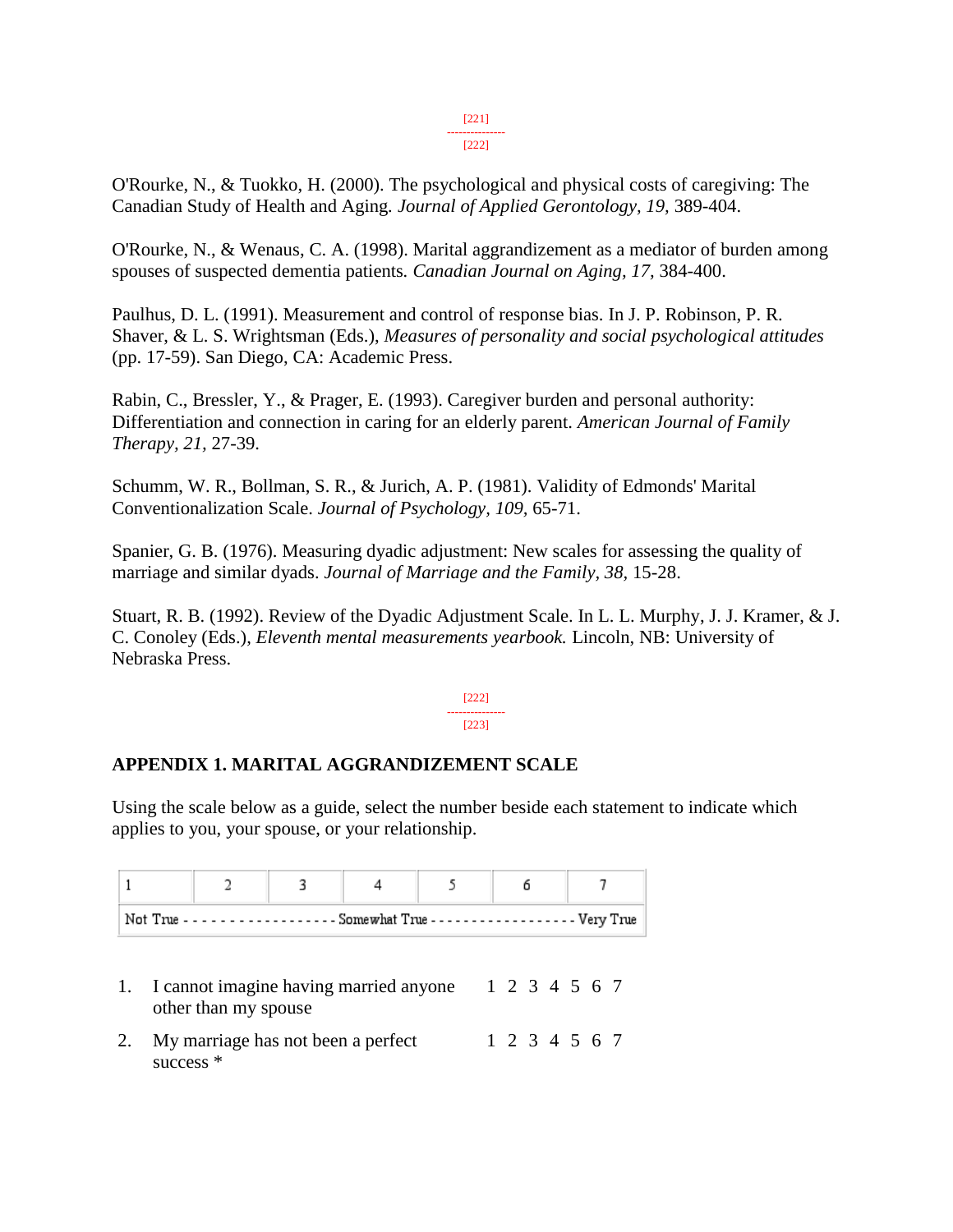O'Rourke, N., & Tuokko, H. (2000). The psychological and physical costs of caregiving: The Canadian Study of Health and Aging. *Journal of Applied Gerontology, 19,* 389-404.

O'Rourke, N., & Wenaus, C. A. (1998). Marital aggrandizement as a mediator of burden among spouses of suspected dementia patients. *Canadian Journal on Aging, 17,* 384-400.

Paulhus, D. L. (1991). Measurement and control of response bias. In J. P. Robinson, P. R. Shaver, & L. S. Wrightsman (Eds.), *Measures of personality and social psychological attitudes* (pp. 17-59). San Diego, CA: Academic Press.

Rabin, C., Bressler, Y., & Prager, E. (1993). Caregiver burden and personal authority: Differentiation and connection in caring for an elderly parent. *American Journal of Family Therapy, 21,* 27-39.

Schumm, W. R., Bollman, S. R., & Jurich, A. P. (1981). Validity of Edmonds' Marital Conventionalization Scale. *Journal of Psychology, 109,* 65-71.

Spanier, G. B. (1976). Measuring dyadic adjustment: New scales for assessing the quality of marriage and similar dyads. *Journal of Marriage and the Family, 38,* 15-28.

Stuart, R. B. (1992). Review of the Dyadic Adjustment Scale. In L. L. Murphy, J. J. Kramer, & J. C. Conoley (Eds.), *Eleventh mental measurements yearbook.* Lincoln, NB: University of Nebraska Press.

## APPENDIX 1. MARITAL AGGRANDIZEMENT SCALE

Using the scale below as a guide, select the number beside each statement to indicate which applies to you, your spouse, or your relationship.

| 1 | 2 | 3 | 4 | 5 | 6 | 7 |
|---|---|---|---|---|---|---|
| Not True | | | Somewhat True | | | Very True |

| | Statement | Rating |
|---|---|---|
| 1. | I cannot imagine having married anyone other than my spouse | 1 2 3 4 5 6 7 |
| 2. | My marriage has not been a perfect success * | 1 2 3 4 5 6 7 |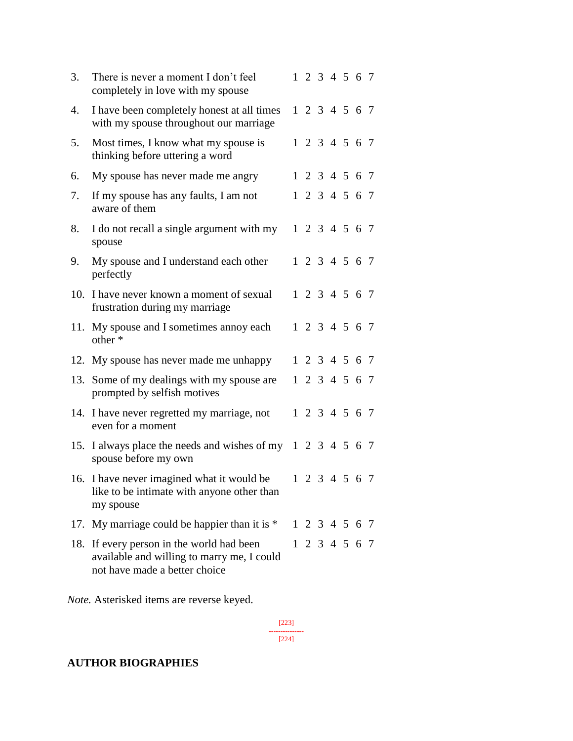| | | |
|---|---|---|
| 3. | There is never a moment I don't feel completely in love with my spouse | 1 2 3 4 5 6 7 |
| 4. | I have been completely honest at all times with my spouse throughout our marriage | 1 2 3 4 5 6 7 |
| 5. | Most times, I know what my spouse is thinking before uttering a word | 1 2 3 4 5 6 7 |
| 6. | My spouse has never made me angry | 1 2 3 4 5 6 7 |
| 7. | If my spouse has any faults, I am not aware of them | 1 2 3 4 5 6 7 |
| 8. | I do not recall a single argument with my spouse | 1 2 3 4 5 6 7 |
| 9. | My spouse and I understand each other perfectly | 1 2 3 4 5 6 7 |
| 10. | I have never known a moment of sexual frustration during my marriage | 1 2 3 4 5 6 7 |
| 11. | My spouse and I sometimes annoy each other * | 1 2 3 4 5 6 7 |
| 12. | My spouse has never made me unhappy | 1 2 3 4 5 6 7 |
| 13. | Some of my dealings with my spouse are prompted by selfish motives | 1 2 3 4 5 6 7 |
| 14. | I have never regretted my marriage, not even for a moment | 1 2 3 4 5 6 7 |
| 15. | I always place the needs and wishes of my spouse before my own | 1 2 3 4 5 6 7 |
| 16. | I have never imagined what it would be like to be intimate with anyone other than my spouse | 1 2 3 4 5 6 7 |
| 17. | My marriage could be happier than it is * | 1 2 3 4 5 6 7 |
| 18. | If every person in the world had been available and willing to marry me, I could not have made a better choice | 1 2 3 4 5 6 7 |

*Note.* Asterisked items are reverse keyed.

[223]
---------------
[224]

**AUTHOR BIOGRAPHIES**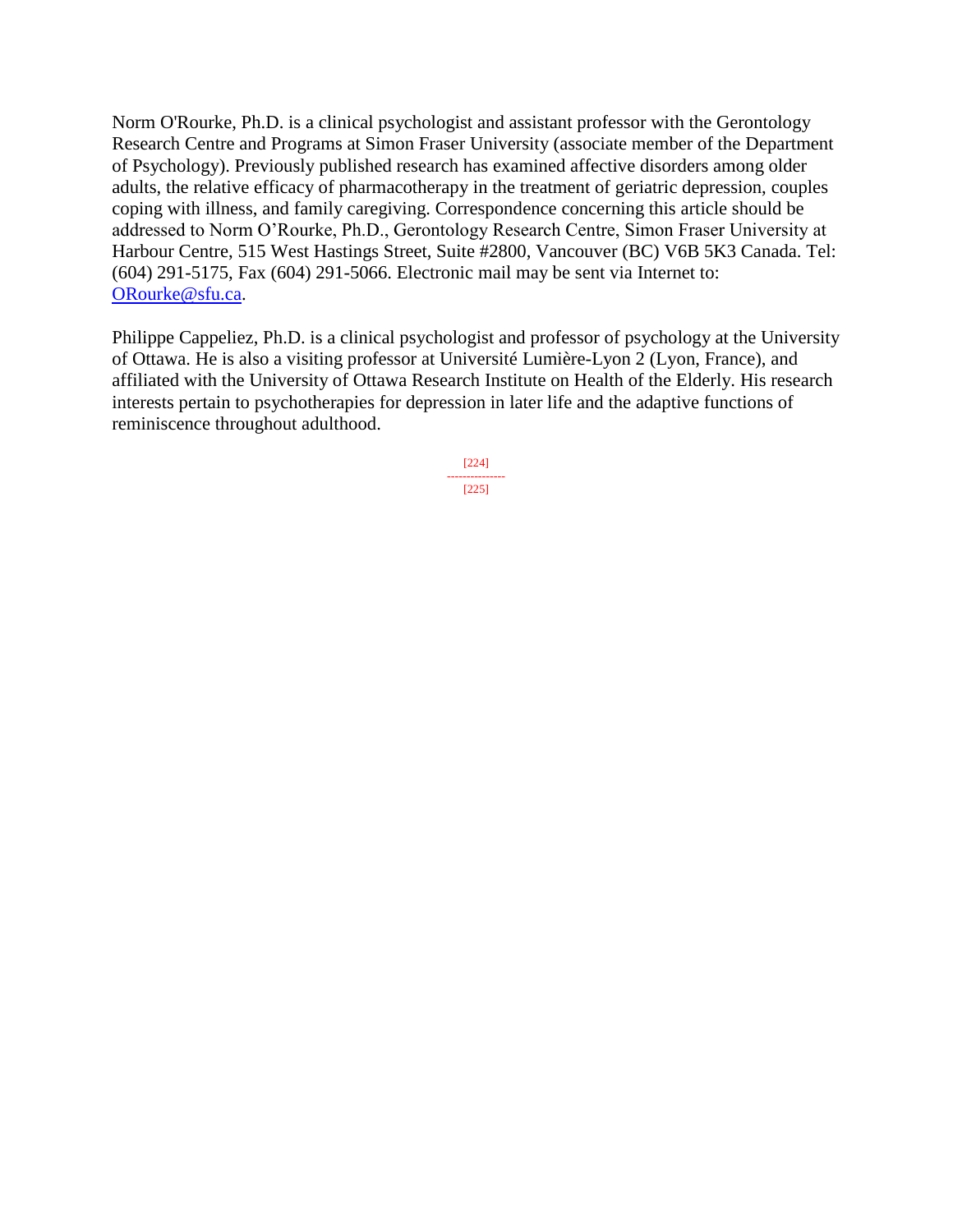Norm O'Rourke, Ph.D. is a clinical psychologist and assistant professor with the Gerontology Research Centre and Programs at Simon Fraser University (associate member of the Department of Psychology). Previously published research has examined affective disorders among older adults, the relative efficacy of pharmacotherapy in the treatment of geriatric depression, couples coping with illness, and family caregiving. Correspondence concerning this article should be addressed to Norm O’Rourke, Ph.D., Gerontology Research Centre, Simon Fraser University at Harbour Centre, 515 West Hastings Street, Suite #2800, Vancouver (BC) V6B 5K3 Canada. Tel: (604) 291-5175, Fax (604) 291-5066. Electronic mail may be sent via Internet to: ORourke@sfu.ca.

Philippe Cappeliez, Ph.D. is a clinical psychologist and professor of psychology at the University of Ottawa. He is also a visiting professor at Université Lumière-Lyon 2 (Lyon, France), and affiliated with the University of Ottawa Research Institute on Health of the Elderly. His research interests pertain to psychotherapies for depression in later life and the adaptive functions of reminiscence throughout adulthood.